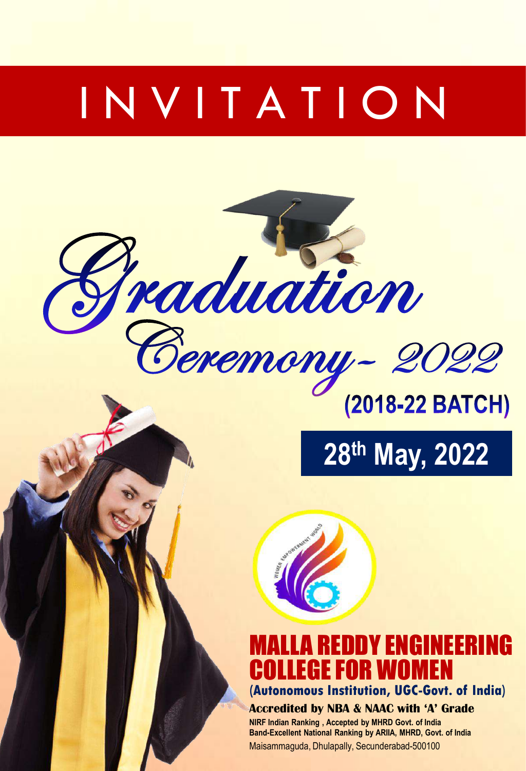# INVITATION

## Graduation Ceremony - 2022

**(2018-22 BATCH)**

**28th May, 2022**

## MALLA REDDY ENGINEERING COLLEGE FOR WOMEN

**(Autonomous Institution, UGC-Govt. of India)**

**Accredited by NBA & NAAC with 'A' Grade**

**NIRF Indian Ranking , Accepted by MHRD Govt. of India**

**Band-Excellent National Ranking by ARIIA, MHRD, Govt. of India**

Maisammaguda, Dhulapally, Secunderabad-500100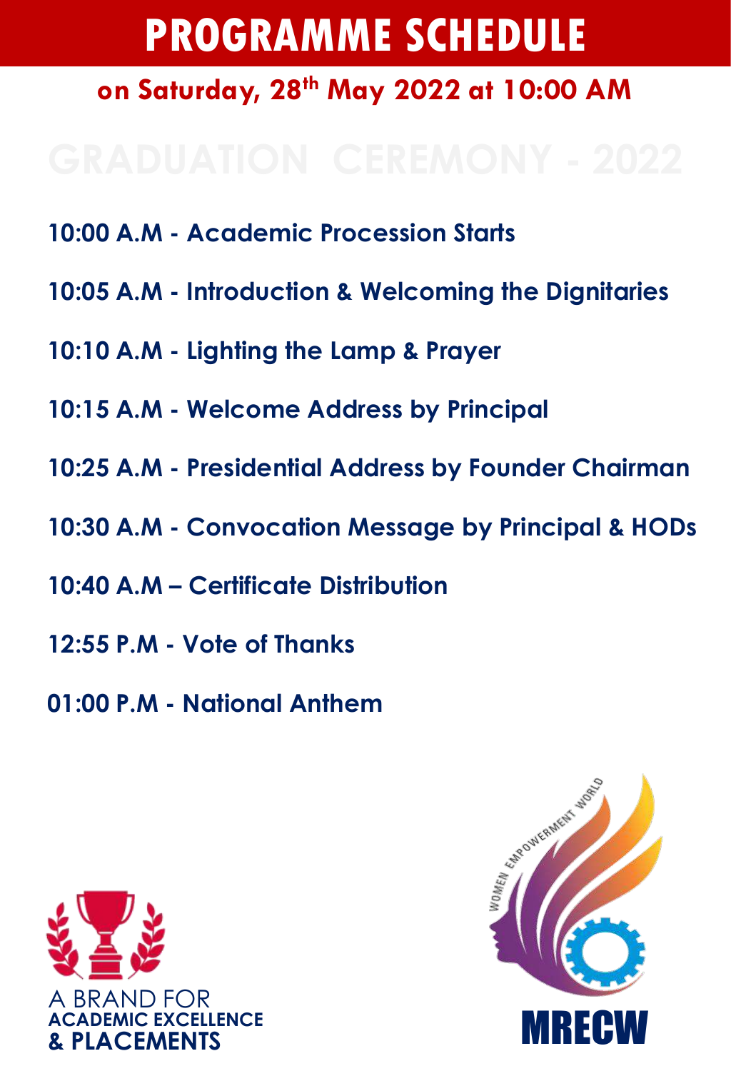# PROGRAMME SCHEDULE

## on Saturday, 28th May 2022 at 10:00 AM

## GRADUATION CEREMONY - 2022

**10:00 A.M - Academic Procession Starts**

**10:05 A.M - Introduction & Welcoming the Dignitaries**

**10:10 A.M - Lighting the Lamp & Prayer**

**10:15 A.M - Welcome Address by Principal**

**10:25 A.M - Presidential Address by Founder Chairman**

**10:30 A.M - Convocation Message by Principal & HODs**

**10:40 A.M – Certificate Distribution**

**12:55 P.M - Vote of Thanks**

**01:00 P.M - National Anthem**

A BRAND FOR **ACADEMIC EXCELLENCE & PLACEMENTS**

WOMEN EMPOWERMENT WORLD

**MRECW**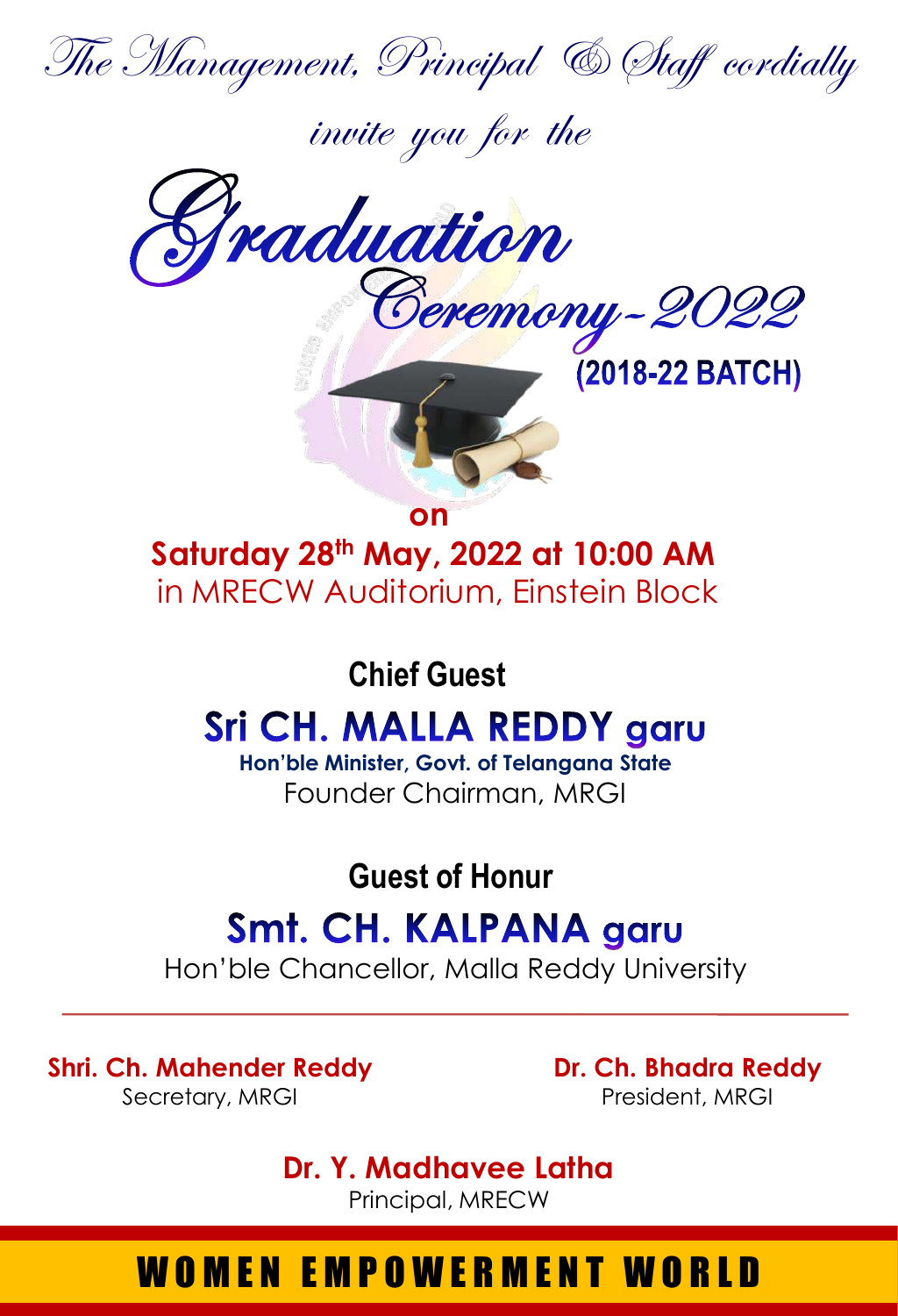*The Management, Principal & Staff cordially invite you for the*

# *Graduation Ceremony-2022*

**(2018-22 BATCH)**

**on**

**Saturday 28th May, 2022 at 10:00 AM**

in MRECW Auditorium, Einstein Block

**Chief Guest**

## Sri CH. MALLA REDDY garu

**Hon'ble Minister, Govt. of Telangana State**

Founder Chairman, MRGI

**Guest of Honur**

## Smt. CH. KALPANA garu

Hon'ble Chancellor, Malla Reddy University

---

**Shri. Ch. Mahender Reddy**
Secretary, MRGI

**Dr. Ch. Bhadra Reddy**
President, MRGI

**Dr. Y. Madhavee Latha**
Principal, MRECW

**WOMEN EMPOWERMENT WORLD**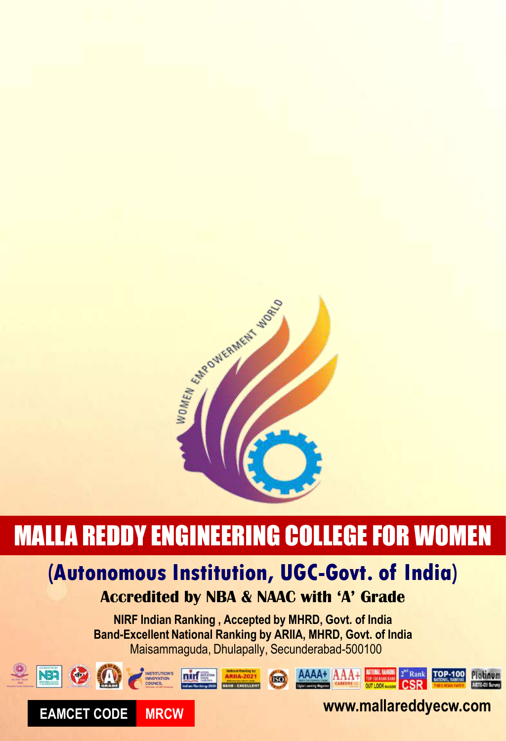WOMEN EMPOWERMENT WORLD

# MALLA REDDY ENGINEERING COLLEGE FOR WOMEN

## (Autonomous Institution, UGC-Govt. of India)

**Accredited by NBA & NAAC with 'A' Grade**

**NIRF Indian Ranking , Accepted by MHRD, Govt. of India**

**Band-Excellent National Ranking by ARIIA, MHRD, Govt. of India**

Maisammaguda, Dhulapally, Secunderabad-500100

**EAMCET CODE** **MRCW**

**www.mallareddyecw.com**